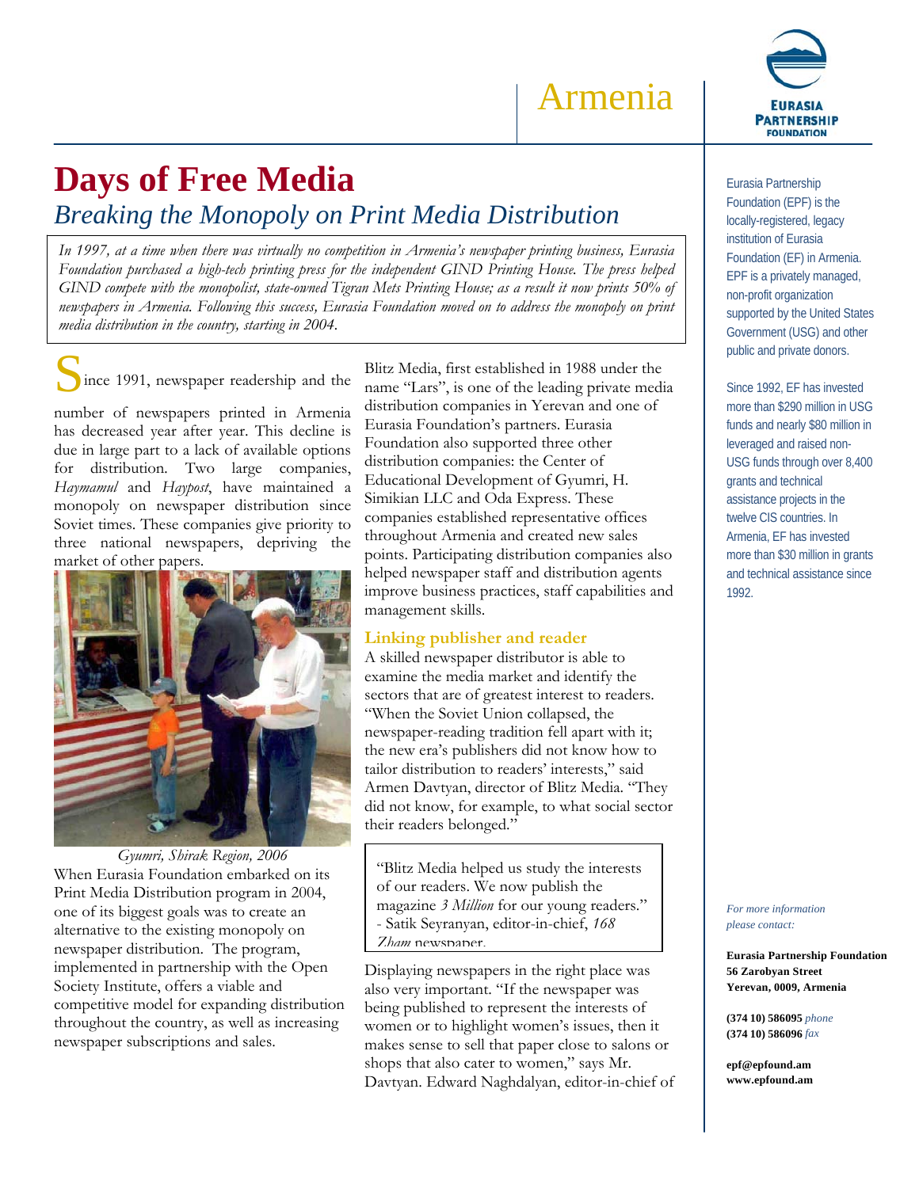# Armenia

**EURASIA PARTNERSHIP FOUNDATION**

# Days of Free Media

## *Breaking the Monopoly on Print Media Distribution*

*In 1997, at a time when there was virtually no competition in Armenia's newspaper printing business, Eurasia Foundation purchased a high-tech printing press for the independent GIND Printing House. The press helped GIND compete with the monopolist, state-owned Tigran Mets Printing House; as a result it now prints 50% of newspapers in Armenia. Following this success, Eurasia Foundation moved on to address the monopoly on print media distribution in the country, starting in 2004.*

Since 1991, newspaper readership and the number of newspapers printed in Armenia has decreased year after year. This decline is due in large part to a lack of available options for distribution. Two large companies, *Haymamul* and *Haypost*, have maintained a monopoly on newspaper distribution since Soviet times. These companies give priority to three national newspapers, depriving the market of other papers.

*Gyumri, Shirak Region, 2006*

When Eurasia Foundation embarked on its Print Media Distribution program in 2004, one of its biggest goals was to create an alternative to the existing monopoly on newspaper distribution. The program, implemented in partnership with the Open Society Institute, offers a viable and competitive model for expanding distribution throughout the country, as well as increasing newspaper subscriptions and sales.

Blitz Media, first established in 1988 under the name "Lars", is one of the leading private media distribution companies in Yerevan and one of Eurasia Foundation's partners. Eurasia Foundation also supported three other distribution companies: the Center of Educational Development of Gyumri, H. Simikian LLC and Oda Express. These companies established representative offices throughout Armenia and created new sales points. Participating distribution companies also helped newspaper staff and distribution agents improve business practices, staff capabilities and management skills.

### Linking publisher and reader

A skilled newspaper distributor is able to examine the media market and identify the sectors that are of greatest interest to readers. "When the Soviet Union collapsed, the newspaper-reading tradition fell apart with it; the new era's publishers did not know how to tailor distribution to readers' interests," said Armen Davtyan, director of Blitz Media. "They did not know, for example, to what social sector their readers belonged."

> "Blitz Media helped us study the interests of our readers. We now publish the magazine *3 Million* for our young readers."
> - Satik Seyranyan, editor-in-chief, *168 Zham* newspaper.

Displaying newspapers in the right place was also very important. "If the newspaper was being published to represent the interests of women or to highlight women's issues, then it makes sense to sell that paper close to salons or shops that also cater to women," says Mr. Davtyan. Edward Naghdalyan, editor-in-chief of

---

Eurasia Partnership Foundation (EPF) is the locally-registered, legacy institution of Eurasia Foundation (EF) in Armenia. EPF is a privately managed, non-profit organization supported by the United States Government (USG) and other public and private donors.

Since 1992, EF has invested more than $290 million in USG funds and nearly $80 million in leveraged and raised non-USG funds through over 8,400 grants and technical assistance projects in the twelve CIS countries. In Armenia, EF has invested more than $30 million in grants and technical assistance since 1992.

*For more information please contact:*

**Eurasia Partnership Foundation**
**56 Zarobyan Street**
**Yerevan, 0009, Armenia**

**(374 10) 586095** *phone*
**(374 10) 586096** *fax*

**epf@epfound.am**
**www.epfound.am**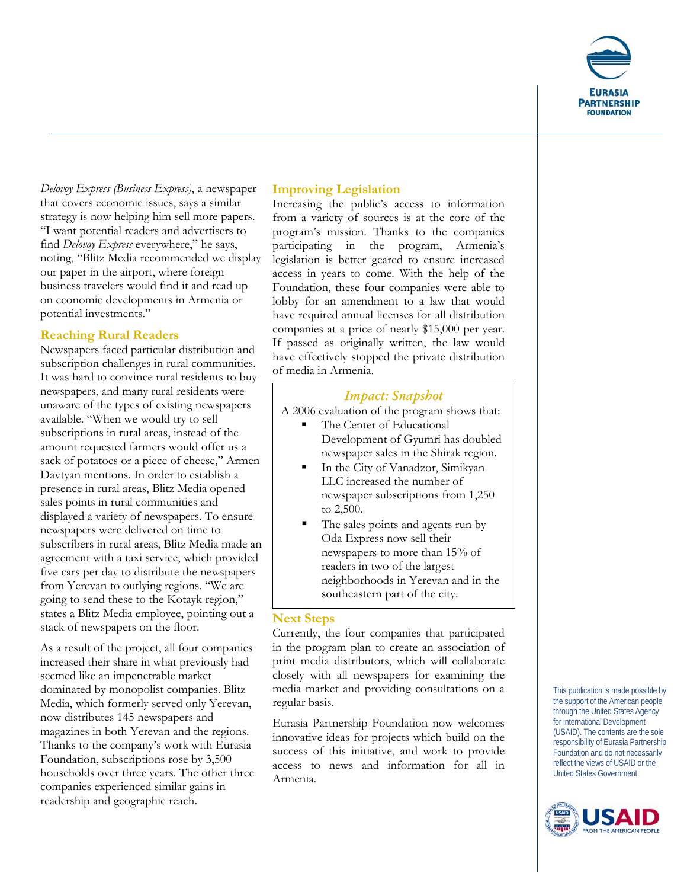*Delovoy Express (Business Express)*, a newspaper that covers economic issues, says a similar strategy is now helping him sell more papers. "I want potential readers and advertisers to find *Delovoy Express* everywhere," he says, noting, "Blitz Media recommended we display our paper in the airport, where foreign business travelers would find it and read up on economic developments in Armenia or potential investments."

## Reaching Rural Readers

Newspapers faced particular distribution and subscription challenges in rural communities. It was hard to convince rural residents to buy newspapers, and many rural residents were unaware of the types of existing newspapers available. "When we would try to sell subscriptions in rural areas, instead of the amount requested farmers would offer us a sack of potatoes or a piece of cheese," Armen Davtyan mentions. In order to establish a presence in rural areas, Blitz Media opened sales points in rural communities and displayed a variety of newspapers. To ensure newspapers were delivered on time to subscribers in rural areas, Blitz Media made an agreement with a taxi service, which provided five cars per day to distribute the newspapers from Yerevan to outlying regions. "We are going to send these to the Kotayk region," states a Blitz Media employee, pointing out a stack of newspapers on the floor.

As a result of the project, all four companies increased their share in what previously had seemed like an impenetrable market dominated by monopolist companies. Blitz Media, which formerly served only Yerevan, now distributes 145 newspapers and magazines in both Yerevan and the regions. Thanks to the company's work with Eurasia Foundation, subscriptions rose by 3,500 households over three years. The other three companies experienced similar gains in readership and geographic reach.

## Improving Legislation

Increasing the public's access to information from a variety of sources is at the core of the program's mission. Thanks to the companies participating in the program, Armenia's legislation is better geared to ensure increased access in years to come. With the help of the Foundation, these four companies were able to lobby for an amendment to a law that would have required annual licenses for all distribution companies at a price of nearly $15,000 per year. If passed as originally written, the law would have effectively stopped the private distribution of media in Armenia.

### *Impact: Snapshot*

A 2006 evaluation of the program shows that:

- The Center of Educational Development of Gyumri has doubled newspaper sales in the Shirak region.
- In the City of Vanadzor, Simikyan LLC increased the number of newspaper subscriptions from 1,250 to 2,500.
- The sales points and agents run by Oda Express now sell their newspapers to more than 15% of readers in two of the largest neighborhoods in Yerevan and in the southeastern part of the city.

## Next Steps

Currently, the four companies that participated in the program plan to create an association of print media distributors, which will collaborate closely with all newspapers for examining the media market and providing consultations on a regular basis.

Eurasia Partnership Foundation now welcomes innovative ideas for projects which build on the success of this initiative, and work to provide access to news and information for all in Armenia.

This publication is made possible by the support of the American people through the United States Agency for International Development (USAID). The contents are the sole responsibility of Eurasia Partnership Foundation and do not necessarily reflect the views of USAID or the United States Government.